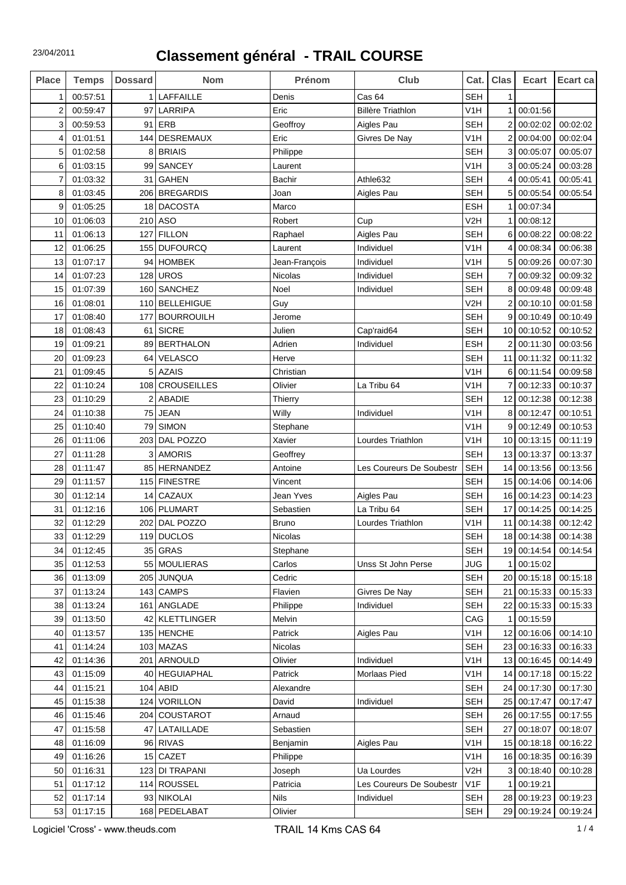23/04/2011

# Classement général - TRAIL COURSE

| Place | Temps | Dossard | Nom | Prénom | Club | Cat. | Clas | Ecart | Ecart ca |
|---|---|---|---|---|---|---|---|---|---|
| 1 | 00:57:51 | 1 | LAFFAILLE | Denis | Cas 64 | SEH | 1 | | |
| 2 | 00:59:47 | 97 | LARRIPA | Eric | Billère Triathlon | V1H | 1 | 00:01:56 | |
| 3 | 00:59:53 | 91 | ERB | Geoffroy | Aigles Pau | SEH | 2 | 00:02:02 | 00:02:02 |
| 4 | 01:01:51 | 144 | DESREMAUX | Eric | Givres De Nay | V1H | 2 | 00:04:00 | 00:02:04 |
| 5 | 01:02:58 | 8 | BRIAIS | Philippe | | SEH | 3 | 00:05:07 | 00:05:07 |
| 6 | 01:03:15 | 99 | SANCEY | Laurent | | V1H | 3 | 00:05:24 | 00:03:28 |
| 7 | 01:03:32 | 31 | GAHEN | Bachir | Athle632 | SEH | 4 | 00:05:41 | 00:05:41 |
| 8 | 01:03:45 | 206 | BREGARDIS | Joan | Aigles Pau | SEH | 5 | 00:05:54 | 00:05:54 |
| 9 | 01:05:25 | 18 | DACOSTA | Marco | | ESH | 1 | 00:07:34 | |
| 10 | 01:06:03 | 210 | ASO | Robert | Cup | V2H | 1 | 00:08:12 | |
| 11 | 01:06:13 | 127 | FILLON | Raphael | Aigles Pau | SEH | 6 | 00:08:22 | 00:08:22 |
| 12 | 01:06:25 | 155 | DUFOURCQ | Laurent | Individuel | V1H | 4 | 00:08:34 | 00:06:38 |
| 13 | 01:07:17 | 94 | HOMBEK | Jean-François | Individuel | V1H | 5 | 00:09:26 | 00:07:30 |
| 14 | 01:07:23 | 128 | UROS | Nicolas | Individuel | SEH | 7 | 00:09:32 | 00:09:32 |
| 15 | 01:07:39 | 160 | SANCHEZ | Noel | Individuel | SEH | 8 | 00:09:48 | 00:09:48 |
| 16 | 01:08:01 | 110 | BELLEHIGUE | Guy | | V2H | 2 | 00:10:10 | 00:01:58 |
| 17 | 01:08:40 | 177 | BOURROUILH | Jerome | | SEH | 9 | 00:10:49 | 00:10:49 |
| 18 | 01:08:43 | 61 | SICRE | Julien | Cap'raid64 | SEH | 10 | 00:10:52 | 00:10:52 |
| 19 | 01:09:21 | 89 | BERTHALON | Adrien | Individuel | ESH | 2 | 00:11:30 | 00:03:56 |
| 20 | 01:09:23 | 64 | VELASCO | Herve | | SEH | 11 | 00:11:32 | 00:11:32 |
| 21 | 01:09:45 | 5 | AZAIS | Christian | | V1H | 6 | 00:11:54 | 00:09:58 |
| 22 | 01:10:24 | 108 | CROUSEILLES | Olivier | La Tribu 64 | V1H | 7 | 00:12:33 | 00:10:37 |
| 23 | 01:10:29 | 2 | ABADIE | Thierry | | SEH | 12 | 00:12:38 | 00:12:38 |
| 24 | 01:10:38 | 75 | JEAN | Willy | Individuel | V1H | 8 | 00:12:47 | 00:10:51 |
| 25 | 01:10:40 | 79 | SIMON | Stephane | | V1H | 9 | 00:12:49 | 00:10:53 |
| 26 | 01:11:06 | 203 | DAL POZZO | Xavier | Lourdes Triathlon | V1H | 10 | 00:13:15 | 00:11:19 |
| 27 | 01:11:28 | 3 | AMORIS | Geoffrey | | SEH | 13 | 00:13:37 | 00:13:37 |
| 28 | 01:11:47 | 85 | HERNANDEZ | Antoine | Les Coureurs De Soubestr | SEH | 14 | 00:13:56 | 00:13:56 |
| 29 | 01:11:57 | 115 | FINESTRE | Vincent | | SEH | 15 | 00:14:06 | 00:14:06 |
| 30 | 01:12:14 | 14 | CAZAUX | Jean Yves | Aigles Pau | SEH | 16 | 00:14:23 | 00:14:23 |
| 31 | 01:12:16 | 106 | PLUMART | Sebastien | La Tribu 64 | SEH | 17 | 00:14:25 | 00:14:25 |
| 32 | 01:12:29 | 202 | DAL POZZO | Bruno | Lourdes Triathlon | V1H | 11 | 00:14:38 | 00:12:42 |
| 33 | 01:12:29 | 119 | DUCLOS | Nicolas | | SEH | 18 | 00:14:38 | 00:14:38 |
| 34 | 01:12:45 | 35 | GRAS | Stephane | | SEH | 19 | 00:14:54 | 00:14:54 |
| 35 | 01:12:53 | 55 | MOULIERAS | Carlos | Unss St John Perse | JUG | 1 | 00:15:02 | |
| 36 | 01:13:09 | 205 | JUNQUA | Cedric | | SEH | 20 | 00:15:18 | 00:15:18 |
| 37 | 01:13:24 | 143 | CAMPS | Flavien | Givres De Nay | SEH | 21 | 00:15:33 | 00:15:33 |
| 38 | 01:13:24 | 161 | ANGLADE | Philippe | Individuel | SEH | 22 | 00:15:33 | 00:15:33 |
| 39 | 01:13:50 | 42 | KLETTLINGER | Melvin | | CAG | 1 | 00:15:59 | |
| 40 | 01:13:57 | 135 | HENCHE | Patrick | Aigles Pau | V1H | 12 | 00:16:06 | 00:14:10 |
| 41 | 01:14:24 | 103 | MAZAS | Nicolas | | SEH | 23 | 00:16:33 | 00:16:33 |
| 42 | 01:14:36 | 201 | ARNOULD | Olivier | Individuel | V1H | 13 | 00:16:45 | 00:14:49 |
| 43 | 01:15:09 | 40 | HEGUIAPHAL | Patrick | Morlaas Pied | V1H | 14 | 00:17:18 | 00:15:22 |
| 44 | 01:15:21 | 104 | ABID | Alexandre | | SEH | 24 | 00:17:30 | 00:17:30 |
| 45 | 01:15:38 | 124 | VORILLON | David | Individuel | SEH | 25 | 00:17:47 | 00:17:47 |
| 46 | 01:15:46 | 204 | COUSTAROT | Arnaud | | SEH | 26 | 00:17:55 | 00:17:55 |
| 47 | 01:15:58 | 47 | LATAILLADE | Sebastien | | SEH | 27 | 00:18:07 | 00:18:07 |
| 48 | 01:16:09 | 96 | RIVAS | Benjamin | Aigles Pau | V1H | 15 | 00:18:18 | 00:16:22 |
| 49 | 01:16:26 | 15 | CAZET | Philippe | | V1H | 16 | 00:18:35 | 00:16:39 |
| 50 | 01:16:31 | 123 | DI TRAPANI | Joseph | Ua Lourdes | V2H | 3 | 00:18:40 | 00:10:28 |
| 51 | 01:17:12 | 114 | ROUSSEL | Patricia | Les Coureurs De Soubestr | V1F | 1 | 00:19:21 | |
| 52 | 01:17:14 | 93 | NIKOLAI | Nils | Individuel | SEH | 28 | 00:19:23 | 00:19:23 |
| 53 | 01:17:15 | 168 | PEDELABAT | Olivier | | SEH | 29 | 00:19:24 | 00:19:24 |

Logiciel 'Cross' - www.theuds.com TRAIL 14 Kms CAS 64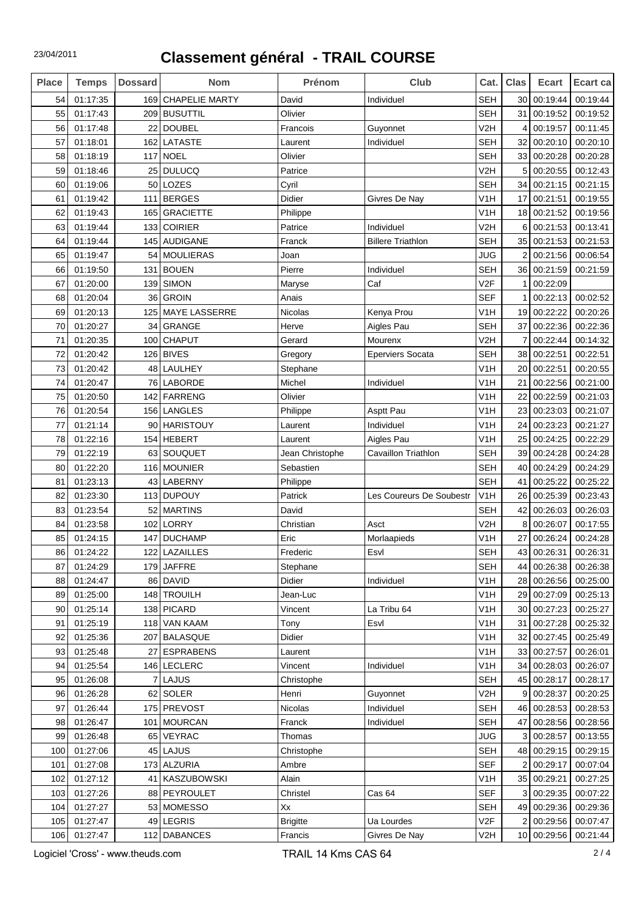# Classement général - TRAIL COURSE

23/04/2011

| Place | Temps | Dossard | Nom | Prénom | Club | Cat. | Clas | Ecart | Ecart ca |
|---|---|---|---|---|---|---|---|---|---|
| 54 | 01:17:35 | 169 | CHAPELIE MARTY | David | Individuel | SEH | 30 | 00:19:44 | 00:19:44 |
| 55 | 01:17:43 | 209 | BUSUTTIL | Olivier | | SEH | 31 | 00:19:52 | 00:19:52 |
| 56 | 01:17:48 | 22 | DOUBEL | Francois | Guyonnet | V2H | 4 | 00:19:57 | 00:11:45 |
| 57 | 01:18:01 | 162 | LATASTE | Laurent | Individuel | SEH | 32 | 00:20:10 | 00:20:10 |
| 58 | 01:18:19 | 117 | NOEL | Olivier | | SEH | 33 | 00:20:28 | 00:20:28 |
| 59 | 01:18:46 | 25 | DULUCQ | Patrice | | V2H | 5 | 00:20:55 | 00:12:43 |
| 60 | 01:19:06 | 50 | LOZES | Cyril | | SEH | 34 | 00:21:15 | 00:21:15 |
| 61 | 01:19:42 | 111 | BERGES | Didier | Givres De Nay | V1H | 17 | 00:21:51 | 00:19:55 |
| 62 | 01:19:43 | 165 | GRACIETTE | Philippe | | V1H | 18 | 00:21:52 | 00:19:56 |
| 63 | 01:19:44 | 133 | COIRIER | Patrice | Individuel | V2H | 6 | 00:21:53 | 00:13:41 |
| 64 | 01:19:44 | 145 | AUDIGANE | Franck | Billere Triathlon | SEH | 35 | 00:21:53 | 00:21:53 |
| 65 | 01:19:47 | 54 | MOULIERAS | Joan | | JUG | 2 | 00:21:56 | 00:06:54 |
| 66 | 01:19:50 | 131 | BOUEN | Pierre | Individuel | SEH | 36 | 00:21:59 | 00:21:59 |
| 67 | 01:20:00 | 139 | SIMON | Maryse | Caf | V2F | 1 | 00:22:09 | |
| 68 | 01:20:04 | 36 | GROIN | Anais | | SEF | 1 | 00:22:13 | 00:02:52 |
| 69 | 01:20:13 | 125 | MAYE LASSERRE | Nicolas | Kenya Prou | V1H | 19 | 00:22:22 | 00:20:26 |
| 70 | 01:20:27 | 34 | GRANGE | Herve | Aigles Pau | SEH | 37 | 00:22:36 | 00:22:36 |
| 71 | 01:20:35 | 100 | CHAPUT | Gerard | Mourenx | V2H | 7 | 00:22:44 | 00:14:32 |
| 72 | 01:20:42 | 126 | BIVES | Gregory | Eperviers Socata | SEH | 38 | 00:22:51 | 00:22:51 |
| 73 | 01:20:42 | 48 | LAULHEY | Stephane | | V1H | 20 | 00:22:51 | 00:20:55 |
| 74 | 01:20:47 | 76 | LABORDE | Michel | Individuel | V1H | 21 | 00:22:56 | 00:21:00 |
| 75 | 01:20:50 | 142 | FARRENG | Olivier | | V1H | 22 | 00:22:59 | 00:21:03 |
| 76 | 01:20:54 | 156 | LANGLES | Philippe | Asptt Pau | V1H | 23 | 00:23:03 | 00:21:07 |
| 77 | 01:21:14 | 90 | HARISTOUY | Laurent | Individuel | V1H | 24 | 00:23:23 | 00:21:27 |
| 78 | 01:22:16 | 154 | HEBERT | Laurent | Aigles Pau | V1H | 25 | 00:24:25 | 00:22:29 |
| 79 | 01:22:19 | 63 | SOUQUET | Jean Christophe | Cavaillon Triathlon | SEH | 39 | 00:24:28 | 00:24:28 |
| 80 | 01:22:20 | 116 | MOUNIER | Sebastien | | SEH | 40 | 00:24:29 | 00:24:29 |
| 81 | 01:23:13 | 43 | LABERNY | Philippe | | SEH | 41 | 00:25:22 | 00:25:22 |
| 82 | 01:23:30 | 113 | DUPOUY | Patrick | Les Coureurs De Soubestr | V1H | 26 | 00:25:39 | 00:23:43 |
| 83 | 01:23:54 | 52 | MARTINS | David | | SEH | 42 | 00:26:03 | 00:26:03 |
| 84 | 01:23:58 | 102 | LORRY | Christian | Asct | V2H | 8 | 00:26:07 | 00:17:55 |
| 85 | 01:24:15 | 147 | DUCHAMP | Eric | Morlaapieds | V1H | 27 | 00:26:24 | 00:24:28 |
| 86 | 01:24:22 | 122 | LAZAILLES | Frederic | Esvl | SEH | 43 | 00:26:31 | 00:26:31 |
| 87 | 01:24:29 | 179 | JAFFRE | Stephane | | SEH | 44 | 00:26:38 | 00:26:38 |
| 88 | 01:24:47 | 86 | DAVID | Didier | Individuel | V1H | 28 | 00:26:56 | 00:25:00 |
| 89 | 01:25:00 | 148 | TROUILH | Jean-Luc | | V1H | 29 | 00:27:09 | 00:25:13 |
| 90 | 01:25:14 | 138 | PICARD | Vincent | La Tribu 64 | V1H | 30 | 00:27:23 | 00:25:27 |
| 91 | 01:25:19 | 118 | VAN KAAM | Tony | Esvl | V1H | 31 | 00:27:28 | 00:25:32 |
| 92 | 01:25:36 | 207 | BALASQUE | Didier | | V1H | 32 | 00:27:45 | 00:25:49 |
| 93 | 01:25:48 | 27 | ESPRABENS | Laurent | | V1H | 33 | 00:27:57 | 00:26:01 |
| 94 | 01:25:54 | 146 | LECLERC | Vincent | Individuel | V1H | 34 | 00:28:03 | 00:26:07 |
| 95 | 01:26:08 | 7 | LAJUS | Christophe | | SEH | 45 | 00:28:17 | 00:28:17 |
| 96 | 01:26:28 | 62 | SOLER | Henri | Guyonnet | V2H | 9 | 00:28:37 | 00:20:25 |
| 97 | 01:26:44 | 175 | PREVOST | Nicolas | Individuel | SEH | 46 | 00:28:53 | 00:28:53 |
| 98 | 01:26:47 | 101 | MOURCAN | Franck | Individuel | SEH | 47 | 00:28:56 | 00:28:56 |
| 99 | 01:26:48 | 65 | VEYRAC | Thomas | | JUG | 3 | 00:28:57 | 00:13:55 |
| 100 | 01:27:06 | 45 | LAJUS | Christophe | | SEH | 48 | 00:29:15 | 00:29:15 |
| 101 | 01:27:08 | 173 | ALZURIA | Ambre | | SEF | 2 | 00:29:17 | 00:07:04 |
| 102 | 01:27:12 | 41 | KASZUBOWSKI | Alain | | V1H | 35 | 00:29:21 | 00:27:25 |
| 103 | 01:27:26 | 88 | PEYROULET | Christel | Cas 64 | SEF | 3 | 00:29:35 | 00:07:22 |
| 104 | 01:27:27 | 53 | MOMESSO | Xx | | SEH | 49 | 00:29:36 | 00:29:36 |
| 105 | 01:27:47 | 49 | LEGRIS | Brigitte | Ua Lourdes | V2F | 2 | 00:29:56 | 00:07:47 |
| 106 | 01:27:47 | 112 | DABANCES | Francis | Givres De Nay | V2H | 10 | 00:29:56 | 00:21:44 |

Logiciel 'Cross' - www.theuds.com — TRAIL 14 Kms CAS 64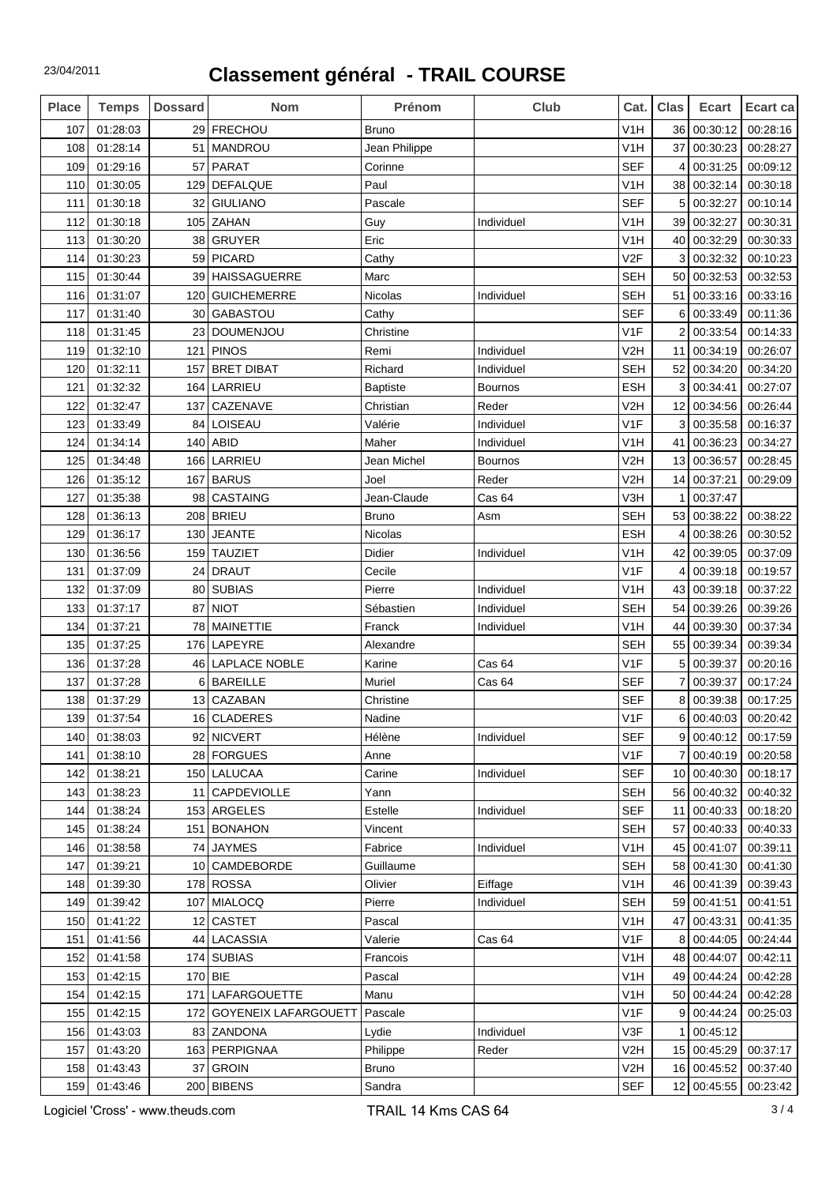23/04/2011

# Classement général - TRAIL COURSE

| Place | Temps | Dossard | Nom | Prénom | Club | Cat. | Clas | Ecart | Ecart ca |
|---|---|---|---|---|---|---|---|---|---|
| 107 | 01:28:03 | 29 | FRECHOU | Bruno | | V1H | 36 | 00:30:12 | 00:28:16 |
| 108 | 01:28:14 | 51 | MANDROU | Jean Philippe | | V1H | 37 | 00:30:23 | 00:28:27 |
| 109 | 01:29:16 | 57 | PARAT | Corinne | | SEF | 4 | 00:31:25 | 00:09:12 |
| 110 | 01:30:05 | 129 | DEFALQUE | Paul | | V1H | 38 | 00:32:14 | 00:30:18 |
| 111 | 01:30:18 | 32 | GIULIANO | Pascale | | SEF | 5 | 00:32:27 | 00:10:14 |
| 112 | 01:30:18 | 105 | ZAHAN | Guy | Individuel | V1H | 39 | 00:32:27 | 00:30:31 |
| 113 | 01:30:20 | 38 | GRUYER | Eric | | V1H | 40 | 00:32:29 | 00:30:33 |
| 114 | 01:30:23 | 59 | PICARD | Cathy | | V2F | 3 | 00:32:32 | 00:10:23 |
| 115 | 01:30:44 | 39 | HAISSAGUERRE | Marc | | SEH | 50 | 00:32:53 | 00:32:53 |
| 116 | 01:31:07 | 120 | GUICHEMERRE | Nicolas | Individuel | SEH | 51 | 00:33:16 | 00:33:16 |
| 117 | 01:31:40 | 30 | GABASTOU | Cathy | | SEF | 6 | 00:33:49 | 00:11:36 |
| 118 | 01:31:45 | 23 | DOUMENJOU | Christine | | V1F | 2 | 00:33:54 | 00:14:33 |
| 119 | 01:32:10 | 121 | PINOS | Remi | Individuel | V2H | 11 | 00:34:19 | 00:26:07 |
| 120 | 01:32:11 | 157 | BRET DIBAT | Richard | Individuel | SEH | 52 | 00:34:20 | 00:34:20 |
| 121 | 01:32:32 | 164 | LARRIEU | Baptiste | Bournos | ESH | 3 | 00:34:41 | 00:27:07 |
| 122 | 01:32:47 | 137 | CAZENAVE | Christian | Reder | V2H | 12 | 00:34:56 | 00:26:44 |
| 123 | 01:33:49 | 84 | LOISEAU | Valérie | Individuel | V1F | 3 | 00:35:58 | 00:16:37 |
| 124 | 01:34:14 | 140 | ABID | Maher | Individuel | V1H | 41 | 00:36:23 | 00:34:27 |
| 125 | 01:34:48 | 166 | LARRIEU | Jean Michel | Bournos | V2H | 13 | 00:36:57 | 00:28:45 |
| 126 | 01:35:12 | 167 | BARUS | Joel | Reder | V2H | 14 | 00:37:21 | 00:29:09 |
| 127 | 01:35:38 | 98 | CASTAING | Jean-Claude | Cas 64 | V3H | 1 | 00:37:47 | |
| 128 | 01:36:13 | 208 | BRIEU | Bruno | Asm | SEH | 53 | 00:38:22 | 00:38:22 |
| 129 | 01:36:17 | 130 | JEANTE | Nicolas | | ESH | 4 | 00:38:26 | 00:30:52 |
| 130 | 01:36:56 | 159 | TAUZIET | Didier | Individuel | V1H | 42 | 00:39:05 | 00:37:09 |
| 131 | 01:37:09 | 24 | DRAUT | Cecile | | V1F | 4 | 00:39:18 | 00:19:57 |
| 132 | 01:37:09 | 80 | SUBIAS | Pierre | Individuel | V1H | 43 | 00:39:18 | 00:37:22 |
| 133 | 01:37:17 | 87 | NIOT | Sébastien | Individuel | SEH | 54 | 00:39:26 | 00:39:26 |
| 134 | 01:37:21 | 78 | MAINETTIE | Franck | Individuel | V1H | 44 | 00:39:30 | 00:37:34 |
| 135 | 01:37:25 | 176 | LAPEYRE | Alexandre | | SEH | 55 | 00:39:34 | 00:39:34 |
| 136 | 01:37:28 | 46 | LAPLACE NOBLE | Karine | Cas 64 | V1F | 5 | 00:39:37 | 00:20:16 |
| 137 | 01:37:28 | 6 | BAREILLE | Muriel | Cas 64 | SEF | 7 | 00:39:37 | 00:17:24 |
| 138 | 01:37:29 | 13 | CAZABAN | Christine | | SEF | 8 | 00:39:38 | 00:17:25 |
| 139 | 01:37:54 | 16 | CLADERES | Nadine | | V1F | 6 | 00:40:03 | 00:20:42 |
| 140 | 01:38:03 | 92 | NICVERT | Hélène | Individuel | SEF | 9 | 00:40:12 | 00:17:59 |
| 141 | 01:38:10 | 28 | FORGUES | Anne | | V1F | 7 | 00:40:19 | 00:20:58 |
| 142 | 01:38:21 | 150 | LALUCAA | Carine | Individuel | SEF | 10 | 00:40:30 | 00:18:17 |
| 143 | 01:38:23 | 11 | CAPDEVIOLLE | Yann | | SEH | 56 | 00:40:32 | 00:40:32 |
| 144 | 01:38:24 | 153 | ARGELES | Estelle | Individuel | SEF | 11 | 00:40:33 | 00:18:20 |
| 145 | 01:38:24 | 151 | BONAHON | Vincent | | SEH | 57 | 00:40:33 | 00:40:33 |
| 146 | 01:38:58 | 74 | JAYMES | Fabrice | Individuel | V1H | 45 | 00:41:07 | 00:39:11 |
| 147 | 01:39:21 | 10 | CAMDEBORDE | Guillaume | | SEH | 58 | 00:41:30 | 00:41:30 |
| 148 | 01:39:30 | 178 | ROSSA | Olivier | Eiffage | V1H | 46 | 00:41:39 | 00:39:43 |
| 149 | 01:39:42 | 107 | MIALOCQ | Pierre | Individuel | SEH | 59 | 00:41:51 | 00:41:51 |
| 150 | 01:41:22 | 12 | CASTET | Pascal | | V1H | 47 | 00:43:31 | 00:41:35 |
| 151 | 01:41:56 | 44 | LACASSIA | Valerie | Cas 64 | V1F | 8 | 00:44:05 | 00:24:44 |
| 152 | 01:41:58 | 174 | SUBIAS | Francois | | V1H | 48 | 00:44:07 | 00:42:11 |
| 153 | 01:42:15 | 170 | BIE | Pascal | | V1H | 49 | 00:44:24 | 00:42:28 |
| 154 | 01:42:15 | 171 | LAFARGOUETTE | Manu | | V1H | 50 | 00:44:24 | 00:42:28 |
| 155 | 01:42:15 | 172 | GOYENEIX LAFARGOUETT | Pascale | | V1F | 9 | 00:44:24 | 00:25:03 |
| 156 | 01:43:03 | 83 | ZANDONA | Lydie | Individuel | V3F | 1 | 00:45:12 | |
| 157 | 01:43:20 | 163 | PERPIGNAA | Philippe | Reder | V2H | 15 | 00:45:29 | 00:37:17 |
| 158 | 01:43:43 | 37 | GROIN | Bruno | | V2H | 16 | 00:45:52 | 00:37:40 |
| 159 | 01:43:46 | 200 | BIBENS | Sandra | | SEF | 12 | 00:45:55 | 00:23:42 |

Logiciel 'Cross' - www.theuds.com TRAIL 14 Kms CAS 64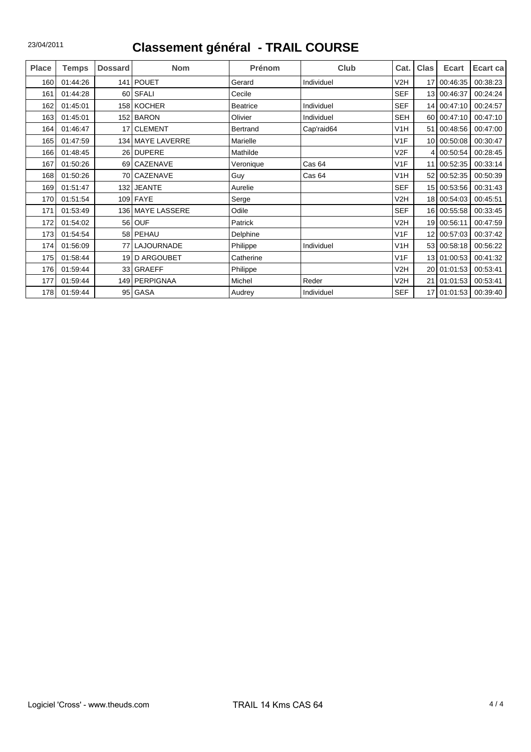23/04/2011

# Classement général - TRAIL COURSE

| Place | Temps | Dossard | Nom | Prénom | Club | Cat. | Clas | Ecart | Ecart ca |
|---|---|---|---|---|---|---|---|---|---|
| 160 | 01:44:26 | 141 | POUET | Gerard | Individuel | V2H | 17 | 00:46:35 | 00:38:23 |
| 161 | 01:44:28 | 60 | SFALI | Cecile | | SEF | 13 | 00:46:37 | 00:24:24 |
| 162 | 01:45:01 | 158 | KOCHER | Beatrice | Individuel | SEF | 14 | 00:47:10 | 00:24:57 |
| 163 | 01:45:01 | 152 | BARON | Olivier | Individuel | SEH | 60 | 00:47:10 | 00:47:10 |
| 164 | 01:46:47 | 17 | CLEMENT | Bertrand | Cap'raid64 | V1H | 51 | 00:48:56 | 00:47:00 |
| 165 | 01:47:59 | 134 | MAYE LAVERRE | Marielle | | V1F | 10 | 00:50:08 | 00:30:47 |
| 166 | 01:48:45 | 26 | DUPERE | Mathilde | | V2F | 4 | 00:50:54 | 00:28:45 |
| 167 | 01:50:26 | 69 | CAZENAVE | Veronique | Cas 64 | V1F | 11 | 00:52:35 | 00:33:14 |
| 168 | 01:50:26 | 70 | CAZENAVE | Guy | Cas 64 | V1H | 52 | 00:52:35 | 00:50:39 |
| 169 | 01:51:47 | 132 | JEANTE | Aurelie | | SEF | 15 | 00:53:56 | 00:31:43 |
| 170 | 01:51:54 | 109 | FAYE | Serge | | V2H | 18 | 00:54:03 | 00:45:51 |
| 171 | 01:53:49 | 136 | MAYE LASSERE | Odile | | SEF | 16 | 00:55:58 | 00:33:45 |
| 172 | 01:54:02 | 56 | OUF | Patrick | | V2H | 19 | 00:56:11 | 00:47:59 |
| 173 | 01:54:54 | 58 | PEHAU | Delphine | | V1F | 12 | 00:57:03 | 00:37:42 |
| 174 | 01:56:09 | 77 | LAJOURNADE | Philippe | Individuel | V1H | 53 | 00:58:18 | 00:56:22 |
| 175 | 01:58:44 | 19 | D ARGOUBET | Catherine | | V1F | 13 | 01:00:53 | 00:41:32 |
| 176 | 01:59:44 | 33 | GRAEFF | Philippe | | V2H | 20 | 01:01:53 | 00:53:41 |
| 177 | 01:59:44 | 149 | PERPIGNAA | Michel | Reder | V2H | 21 | 01:01:53 | 00:53:41 |
| 178 | 01:59:44 | 95 | GASA | Audrey | Individuel | SEF | 17 | 01:01:53 | 00:39:40 |

Logiciel 'Cross' - www.theuds.com

TRAIL 14 Kms CAS 64